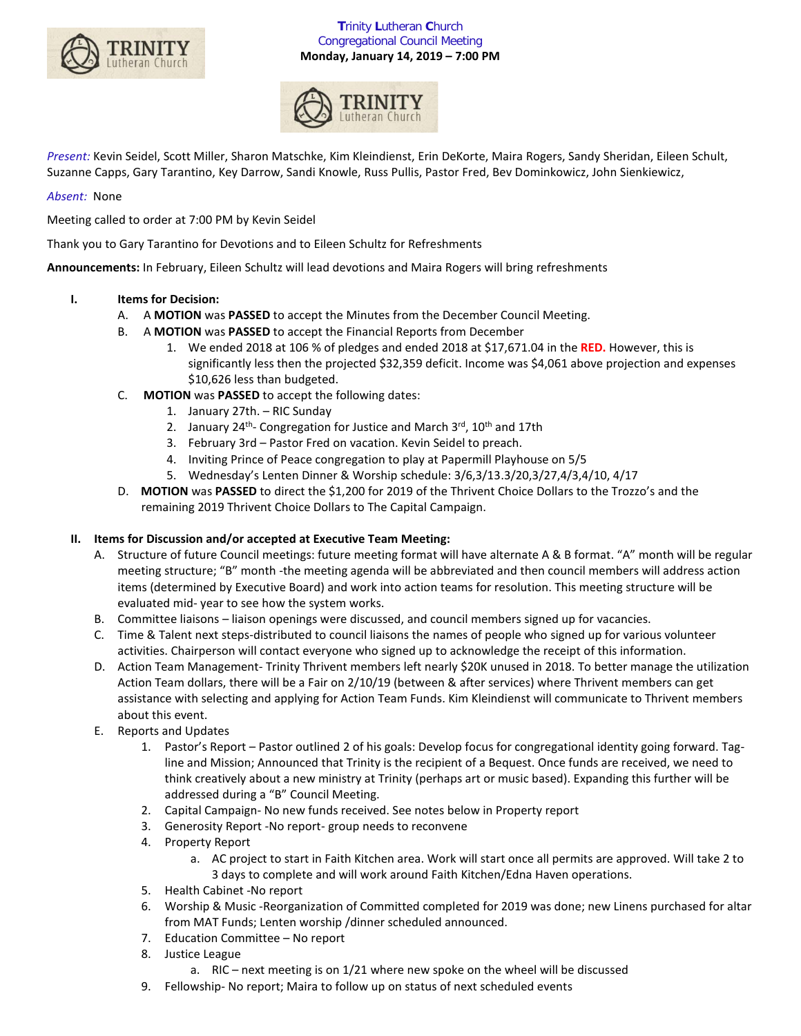**Trinity Lutheran Church**
Congregational Council Meeting
**Monday, January 14, 2019 – 7:00 PM**

*Present:* Kevin Seidel, Scott Miller, Sharon Matschke, Kim Kleindienst, Erin DeKorte, Maira Rogers, Sandy Sheridan, Eileen Schult, Suzanne Capps, Gary Tarantino, Key Darrow, Sandi Knowle, Russ Pullis, Pastor Fred, Bev Dominkowicz, John Sienkiewicz,

*Absent:* None

Meeting called to order at 7:00 PM by Kevin Seidel

Thank you to Gary Tarantino for Devotions and to Eileen Schultz for Refreshments

**Announcements:** In February, Eileen Schultz will lead devotions and Maira Rogers will bring refreshments

**I. Items for Decision:**

A. A **MOTION** was **PASSED** to accept the Minutes from the December Council Meeting.

B. A **MOTION** was **PASSED** to accept the Financial Reports from December

1. We ended 2018 at 106 % of pledges and ended 2018 at $17,671.04 in the **RED.** However, this is significantly less then the projected $32,359 deficit. Income was $4,061 above projection and expenses $10,626 less than budgeted.

C. **MOTION** was **PASSED** to accept the following dates:

1. January 27th. – RIC Sunday
2. January 24th- Congregation for Justice and March 3rd, 10th and 17th
3. February 3rd – Pastor Fred on vacation. Kevin Seidel to preach.
4. Inviting Prince of Peace congregation to play at Papermill Playhouse on 5/5
5. Wednesday's Lenten Dinner & Worship schedule: 3/6,3/13.3/20,3/27,4/3,4/10, 4/17

D. **MOTION** was **PASSED** to direct the $1,200 for 2019 of the Thrivent Choice Dollars to the Trozzo's and the remaining 2019 Thrivent Choice Dollars to The Capital Campaign.

**II. Items for Discussion and/or accepted at Executive Team Meeting:**

A. Structure of future Council meetings: future meeting format will have alternate A & B format. "A" month will be regular meeting structure; "B" month -the meeting agenda will be abbreviated and then council members will address action items (determined by Executive Board) and work into action teams for resolution. This meeting structure will be evaluated mid- year to see how the system works.

B. Committee liaisons – liaison openings were discussed, and council members signed up for vacancies.

C. Time & Talent next steps-distributed to council liaisons the names of people who signed up for various volunteer activities. Chairperson will contact everyone who signed up to acknowledge the receipt of this information.

D. Action Team Management- Trinity Thrivent members left nearly $20K unused in 2018. To better manage the utilization Action Team dollars, there will be a Fair on 2/10/19 (between & after services) where Thrivent members can get assistance with selecting and applying for Action Team Funds. Kim Kleindienst will communicate to Thrivent members about this event.

E. Reports and Updates

1. Pastor's Report – Pastor outlined 2 of his goals: Develop focus for congregational identity going forward. Tag-line and Mission; Announced that Trinity is the recipient of a Bequest. Once funds are received, we need to think creatively about a new ministry at Trinity (perhaps art or music based). Expanding this further will be addressed during a "B" Council Meeting.
2. Capital Campaign- No new funds received. See notes below in Property report
3. Generosity Report -No report- group needs to reconvene
4. Property Report
   a. AC project to start in Faith Kitchen area. Work will start once all permits are approved. Will take 2 to 3 days to complete and will work around Faith Kitchen/Edna Haven operations.
5. Health Cabinet -No report
6. Worship & Music -Reorganization of Committed completed for 2019 was done; new Linens purchased for altar from MAT Funds; Lenten worship /dinner scheduled announced.
7. Education Committee – No report
8. Justice League
   a. RIC – next meeting is on 1/21 where new spoke on the wheel will be discussed
9. Fellowship- No report; Maira to follow up on status of next scheduled events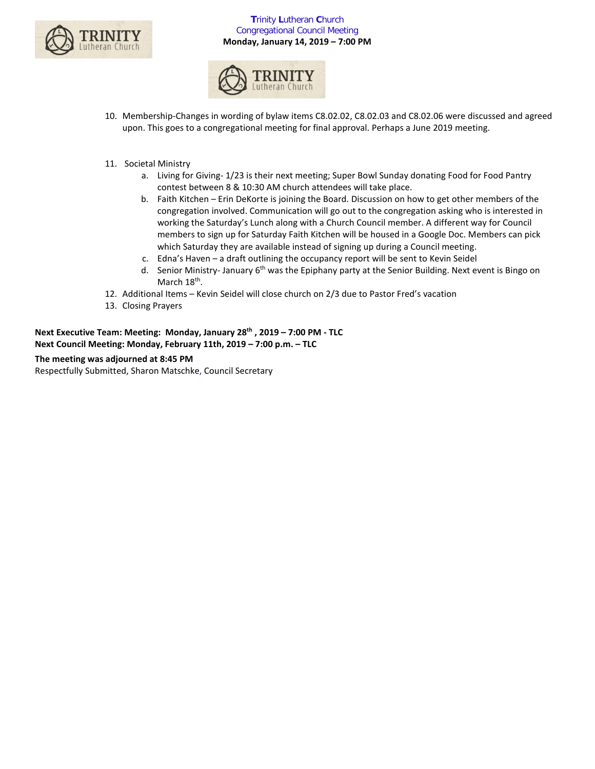10. Membership-Changes in wording of bylaw items C8.02.02, C8.02.03 and C8.02.06 were discussed and agreed upon. This goes to a congregational meeting for final approval. Perhaps a June 2019 meeting.

11. Societal Ministry
    a. Living for Giving- 1/23 is their next meeting; Super Bowl Sunday donating Food for Food Pantry contest between 8 & 10:30 AM church attendees will take place.
    b. Faith Kitchen – Erin DeKorte is joining the Board. Discussion on how to get other members of the congregation involved. Communication will go out to the congregation asking who is interested in working the Saturday's Lunch along with a Church Council member. A different way for Council members to sign up for Saturday Faith Kitchen will be housed in a Google Doc. Members can pick which Saturday they are available instead of signing up during a Council meeting.
    c. Edna's Haven – a draft outlining the occupancy report will be sent to Kevin Seidel
    d. Senior Ministry- January 6th was the Epiphany party at the Senior Building. Next event is Bingo on March 18th.
12. Additional Items – Kevin Seidel will close church on 2/3 due to Pastor Fred's vacation
13. Closing Prayers

**Next Executive Team: Meeting: Monday, January 28th , 2019 – 7:00 PM - TLC**
**Next Council Meeting: Monday, February 11th, 2019 – 7:00 p.m. – TLC**

**The meeting was adjourned at 8:45 PM**
Respectfully Submitted, Sharon Matschke, Council Secretary